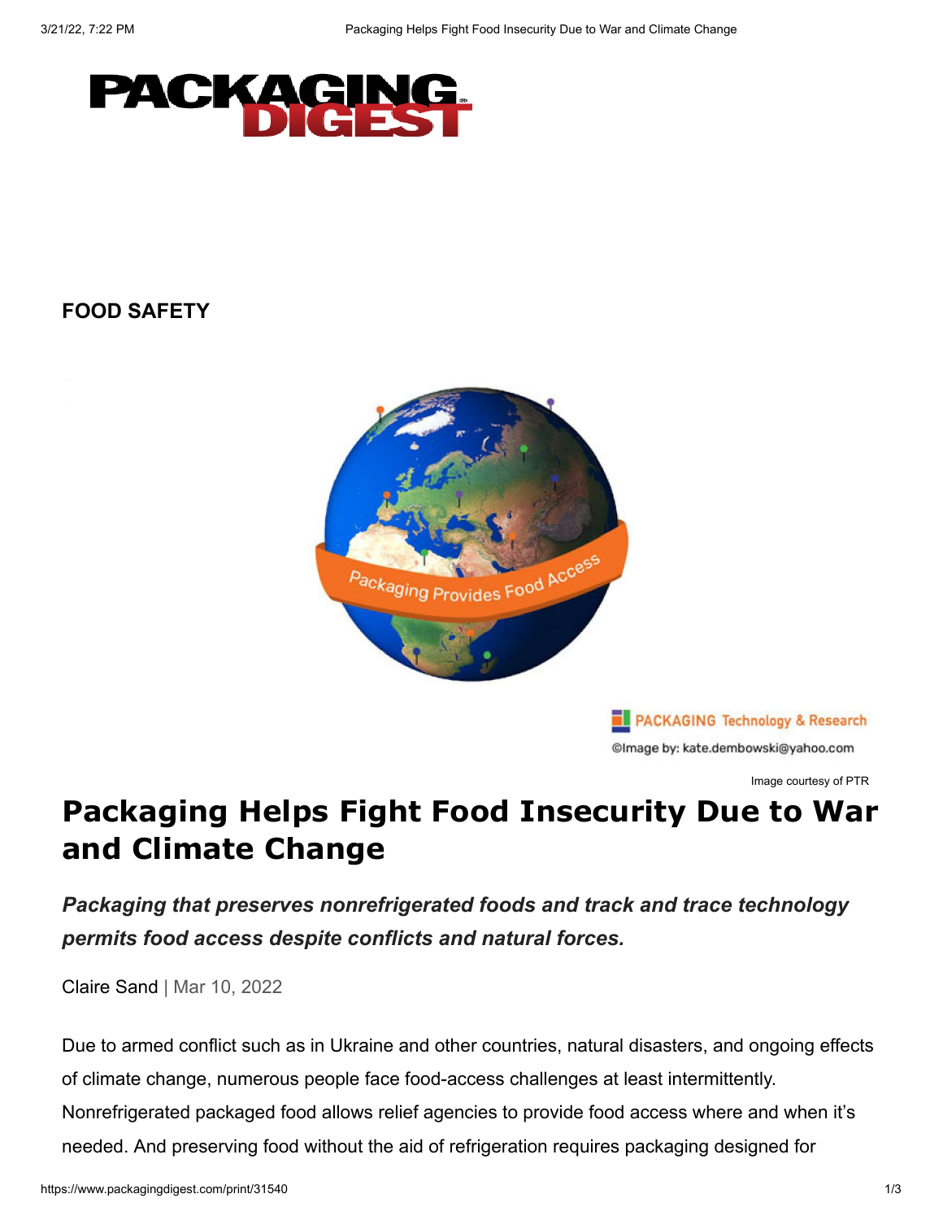**FOOD SAFETY**

Image courtesy of PTR

# Packaging Helps Fight Food Insecurity Due to War and Climate Change

***Packaging that preserves nonrefrigerated foods and track and trace technology permits food access despite conflicts and natural forces.***

Claire Sand | Mar 10, 2022

Due to armed conflict such as in Ukraine and other countries, natural disasters, and ongoing effects of climate change, numerous people face food-access challenges at least intermittently. Nonrefrigerated packaged food allows relief agencies to provide food access where and when it's needed. And preserving food without the aid of refrigeration requires packaging designed for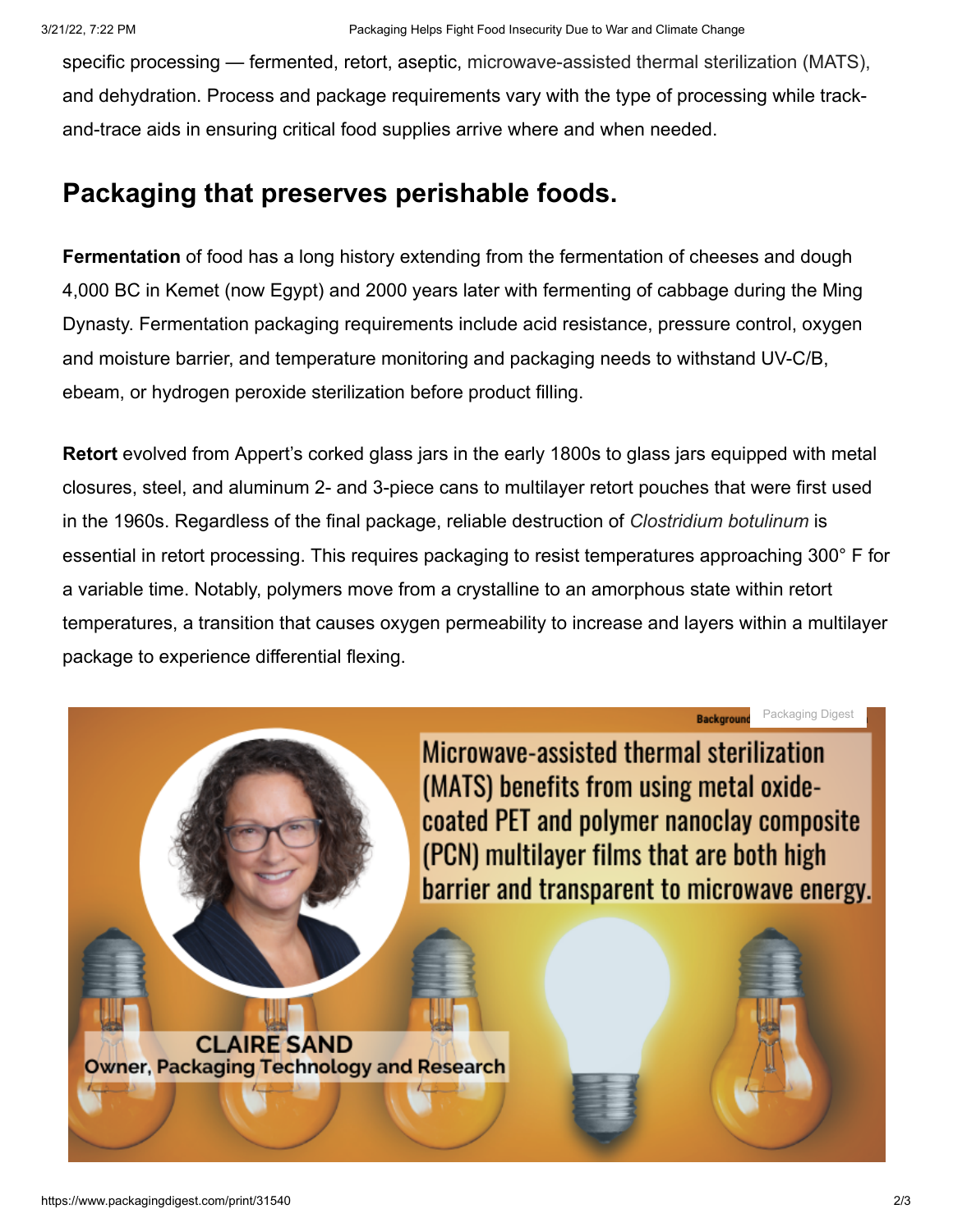specific processing — fermented, retort, aseptic, microwave-assisted thermal sterilization (MATS), and dehydration. Process and package requirements vary with the type of processing while track-and-trace aids in ensuring critical food supplies arrive where and when needed.

## Packaging that preserves perishable foods.

**Fermentation** of food has a long history extending from the fermentation of cheeses and dough 4,000 BC in Kemet (now Egypt) and 2000 years later with fermenting of cabbage during the Ming Dynasty. Fermentation packaging requirements include acid resistance, pressure control, oxygen and moisture barrier, and temperature monitoring and packaging needs to withstand UV-C/B, ebeam, or hydrogen peroxide sterilization before product filling.

**Retort** evolved from Appert's corked glass jars in the early 1800s to glass jars equipped with metal closures, steel, and aluminum 2- and 3-piece cans to multilayer retort pouches that were first used in the 1960s. Regardless of the final package, reliable destruction of *Clostridium botulinum* is essential in retort processing. This requires packaging to resist temperatures approaching 300° F for a variable time. Notably, polymers move from a crystalline to an amorphous state within retort temperatures, a transition that causes oxygen permeability to increase and layers within a multilayer package to experience differential flexing.

Microwave-assisted thermal sterilization (MATS) benefits from using metal oxide-coated PET and polymer nanoclay composite (PCN) multilayer films that are both high barrier and transparent to microwave energy.

CLAIRE SAND
Owner, Packaging Technology and Research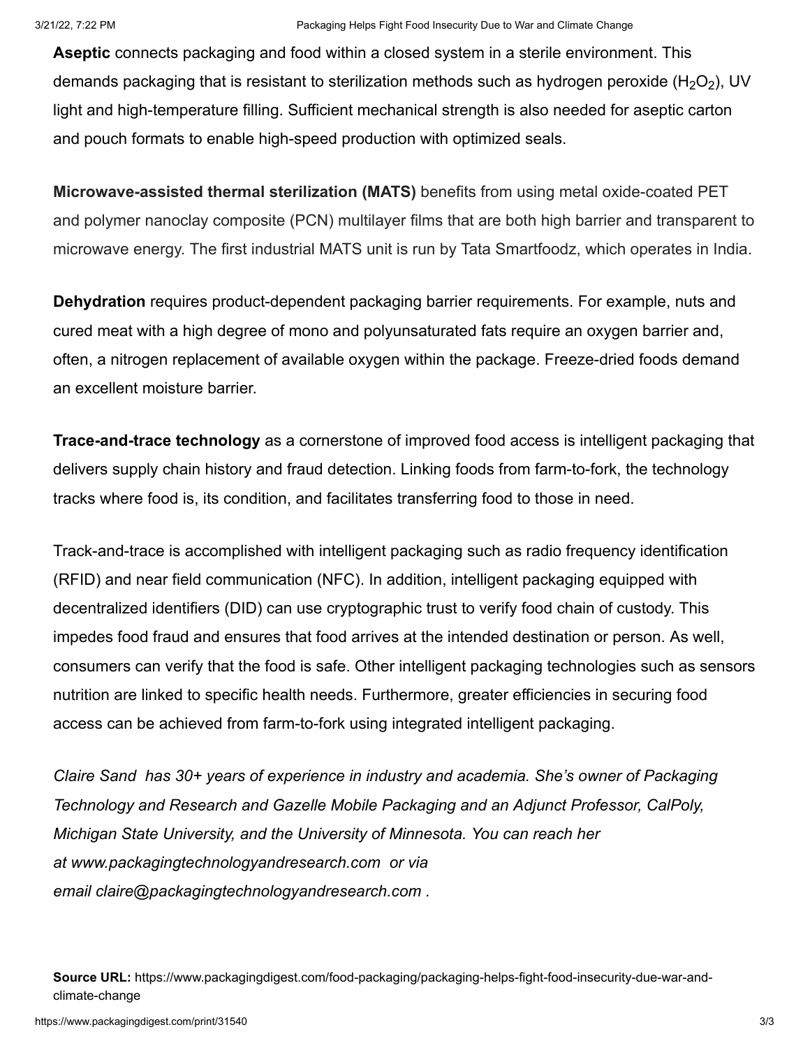**Aseptic** connects packaging and food within a closed system in a sterile environment. This demands packaging that is resistant to sterilization methods such as hydrogen peroxide ($H_2O_2$), UV light and high-temperature filling. Sufficient mechanical strength is also needed for aseptic carton and pouch formats to enable high-speed production with optimized seals.

**Microwave-assisted thermal sterilization (MATS)** benefits from using metal oxide-coated PET and polymer nanoclay composite (PCN) multilayer films that are both high barrier and transparent to microwave energy. The first industrial MATS unit is run by Tata Smartfoodz, which operates in India.

**Dehydration** requires product-dependent packaging barrier requirements. For example, nuts and cured meat with a high degree of mono and polyunsaturated fats require an oxygen barrier and, often, a nitrogen replacement of available oxygen within the package. Freeze-dried foods demand an excellent moisture barrier.

**Trace-and-trace technology** as a cornerstone of improved food access is intelligent packaging that delivers supply chain history and fraud detection. Linking foods from farm-to-fork, the technology tracks where food is, its condition, and facilitates transferring food to those in need.

Track-and-trace is accomplished with intelligent packaging such as radio frequency identification (RFID) and near field communication (NFC). In addition, intelligent packaging equipped with decentralized identifiers (DID) can use cryptographic trust to verify food chain of custody. This impedes food fraud and ensures that food arrives at the intended destination or person. As well, consumers can verify that the food is safe. Other intelligent packaging technologies such as sensors nutrition are linked to specific health needs. Furthermore, greater efficiencies in securing food access can be achieved from farm-to-fork using integrated intelligent packaging.

*Claire Sand has 30+ years of experience in industry and academia. She's owner of Packaging Technology and Research and Gazelle Mobile Packaging and an Adjunct Professor, CalPoly, Michigan State University, and the University of Minnesota. You can reach her at www.packagingtechnologyandresearch.com or via email claire@packagingtechnologyandresearch.com .*

**Source URL:** https://www.packagingdigest.com/food-packaging/packaging-helps-fight-food-insecurity-due-war-and-climate-change